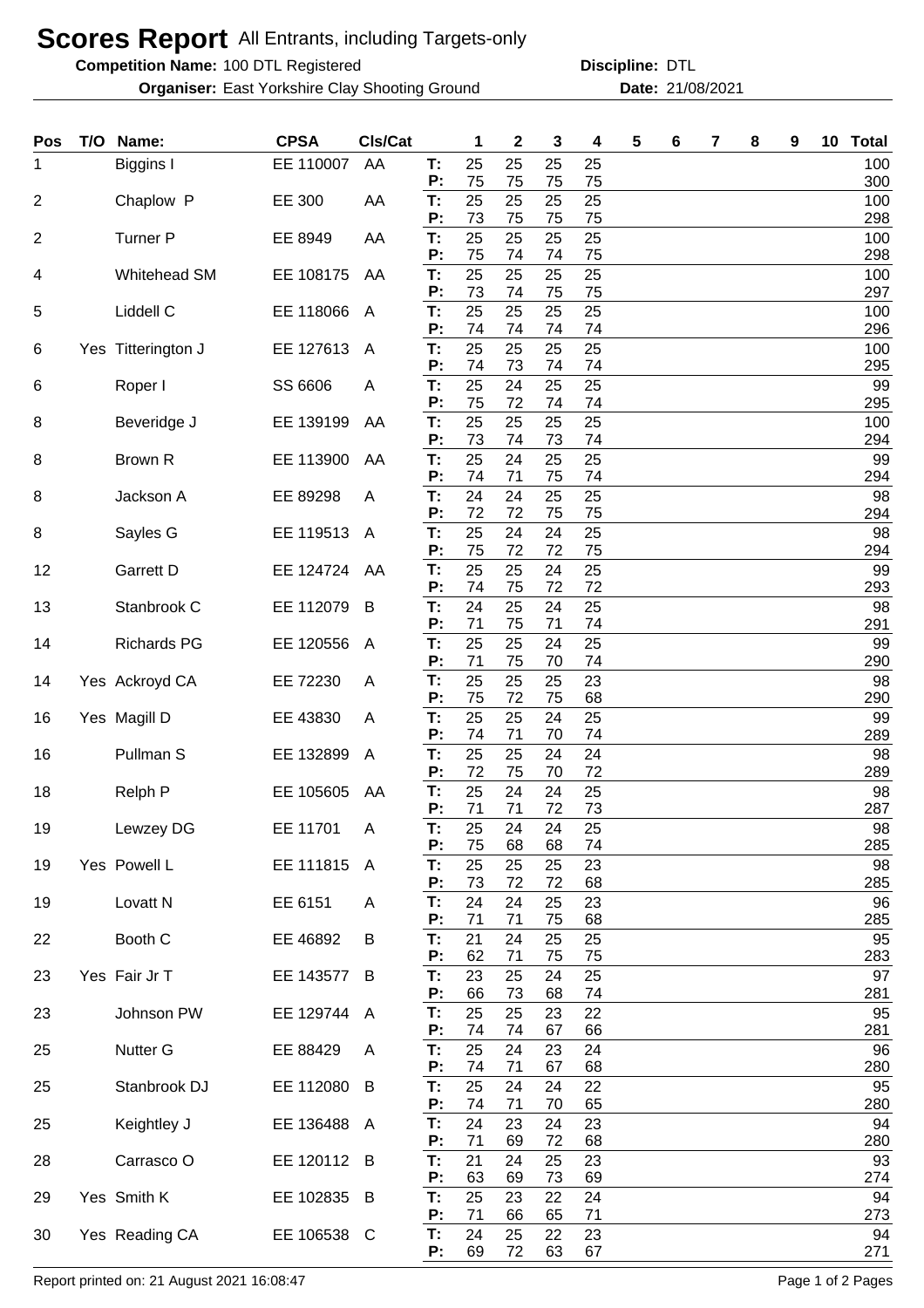# Scores Report All Entrants, including Targets-only

**Competition Name:** 100 DTL Registered **Discipline:** DTL

**Organiser:** East Yorkshire Clay Shooting Ground **Date:** 21/08/2021

| Pos | T/O | Name: | CPSA | Cls/Cat | | 1 | 2 | 3 | 4 | 5 | 6 | 7 | 8 | 9 | 10 | Total |
|---|---|---|---|---|---|---|---|---|---|---|---|---|---|---|---|---|
| 1 | | Biggins I | EE 110007 | AA | T: | 25 | 25 | 25 | 25 | | | | | | | 100 |
| | | | | | P: | 75 | 75 | 75 | 75 | | | | | | | 300 |
| 2 | | Chaplow P | EE 300 | AA | T: | 25 | 25 | 25 | 25 | | | | | | | 100 |
| | | | | | P: | 73 | 75 | 75 | 75 | | | | | | | 298 |
| 2 | | Turner P | EE 8949 | AA | T: | 25 | 25 | 25 | 25 | | | | | | | 100 |
| | | | | | P: | 75 | 74 | 74 | 75 | | | | | | | 298 |
| 4 | | Whitehead SM | EE 108175 | AA | T: | 25 | 25 | 25 | 25 | | | | | | | 100 |
| | | | | | P: | 73 | 74 | 75 | 75 | | | | | | | 297 |
| 5 | | Liddell C | EE 118066 | A | T: | 25 | 25 | 25 | 25 | | | | | | | 100 |
| | | | | | P: | 74 | 74 | 74 | 74 | | | | | | | 296 |
| 6 | Yes | Titterington J | EE 127613 | A | T: | 25 | 25 | 25 | 25 | | | | | | | 100 |
| | | | | | P: | 74 | 73 | 74 | 74 | | | | | | | 295 |
| 6 | | Roper I | SS 6606 | A | T: | 25 | 24 | 25 | 25 | | | | | | | 99 |
| | | | | | P: | 75 | 72 | 74 | 74 | | | | | | | 295 |
| 8 | | Beveridge J | EE 139199 | AA | T: | 25 | 25 | 25 | 25 | | | | | | | 100 |
| | | | | | P: | 73 | 74 | 73 | 74 | | | | | | | 294 |
| 8 | | Brown R | EE 113900 | AA | T: | 25 | 24 | 25 | 25 | | | | | | | 99 |
| | | | | | P: | 74 | 71 | 75 | 74 | | | | | | | 294 |
| 8 | | Jackson A | EE 89298 | A | T: | 24 | 24 | 25 | 25 | | | | | | | 98 |
| | | | | | P: | 72 | 72 | 75 | 75 | | | | | | | 294 |
| 8 | | Sayles G | EE 119513 | A | T: | 25 | 24 | 24 | 25 | | | | | | | 98 |
| | | | | | P: | 75 | 72 | 72 | 75 | | | | | | | 294 |
| 12 | | Garrett D | EE 124724 | AA | T: | 25 | 25 | 24 | 25 | | | | | | | 99 |
| | | | | | P: | 74 | 75 | 72 | 72 | | | | | | | 293 |
| 13 | | Stanbrook C | EE 112079 | B | T: | 24 | 25 | 24 | 25 | | | | | | | 98 |
| | | | | | P: | 71 | 75 | 71 | 74 | | | | | | | 291 |
| 14 | | Richards PG | EE 120556 | A | T: | 25 | 25 | 24 | 25 | | | | | | | 99 |
| | | | | | P: | 71 | 75 | 70 | 74 | | | | | | | 290 |
| 14 | Yes | Ackroyd CA | EE 72230 | A | T: | 25 | 25 | 25 | 23 | | | | | | | 98 |
| | | | | | P: | 75 | 72 | 75 | 68 | | | | | | | 290 |
| 16 | Yes | Magill D | EE 43830 | A | T: | 25 | 25 | 24 | 25 | | | | | | | 99 |
| | | | | | P: | 74 | 71 | 70 | 74 | | | | | | | 289 |
| 16 | | Pullman S | EE 132899 | A | T: | 25 | 25 | 24 | 24 | | | | | | | 98 |
| | | | | | P: | 72 | 75 | 70 | 72 | | | | | | | 289 |
| 18 | | Relph P | EE 105605 | AA | T: | 25 | 24 | 24 | 25 | | | | | | | 98 |
| | | | | | P: | 71 | 71 | 72 | 73 | | | | | | | 287 |
| 19 | | Lewzey DG | EE 11701 | A | T: | 25 | 24 | 24 | 25 | | | | | | | 98 |
| | | | | | P: | 75 | 68 | 68 | 74 | | | | | | | 285 |
| 19 | Yes | Powell L | EE 111815 | A | T: | 25 | 25 | 25 | 23 | | | | | | | 98 |
| | | | | | P: | 73 | 72 | 72 | 68 | | | | | | | 285 |
| 19 | | Lovatt N | EE 6151 | A | T: | 24 | 24 | 25 | 23 | | | | | | | 96 |
| | | | | | P: | 71 | 71 | 75 | 68 | | | | | | | 285 |
| 22 | | Booth C | EE 46892 | B | T: | 21 | 24 | 25 | 25 | | | | | | | 95 |
| | | | | | P: | 62 | 71 | 75 | 75 | | | | | | | 283 |
| 23 | Yes | Fair Jr T | EE 143577 | B | T: | 23 | 25 | 24 | 25 | | | | | | | 97 |
| | | | | | P: | 66 | 73 | 68 | 74 | | | | | | | 281 |
| 23 | | Johnson PW | EE 129744 | A | T: | 25 | 25 | 23 | 22 | | | | | | | 95 |
| | | | | | P: | 74 | 74 | 67 | 66 | | | | | | | 281 |
| 25 | | Nutter G | EE 88429 | A | T: | 25 | 24 | 23 | 24 | | | | | | | 96 |
| | | | | | P: | 74 | 71 | 67 | 68 | | | | | | | 280 |
| 25 | | Stanbrook DJ | EE 112080 | B | T: | 25 | 24 | 24 | 22 | | | | | | | 95 |
| | | | | | P: | 74 | 71 | 70 | 65 | | | | | | | 280 |
| 25 | | Keightley J | EE 136488 | A | T: | 24 | 23 | 24 | 23 | | | | | | | 94 |
| | | | | | P: | 71 | 69 | 72 | 68 | | | | | | | 280 |
| 28 | | Carrasco O | EE 120112 | B | T: | 21 | 24 | 25 | 23 | | | | | | | 93 |
| | | | | | P: | 63 | 69 | 73 | 69 | | | | | | | 274 |
| 29 | Yes | Smith K | EE 102835 | B | T: | 25 | 23 | 22 | 24 | | | | | | | 94 |
| | | | | | P: | 71 | 66 | 65 | 71 | | | | | | | 273 |
| 30 | Yes | Reading CA | EE 106538 | C | T: | 24 | 25 | 22 | 23 | | | | | | | 94 |
| | | | | | P: | 69 | 72 | 63 | 67 | | | | | | | 271 |

Report printed on: 21 August 2021 16:08:47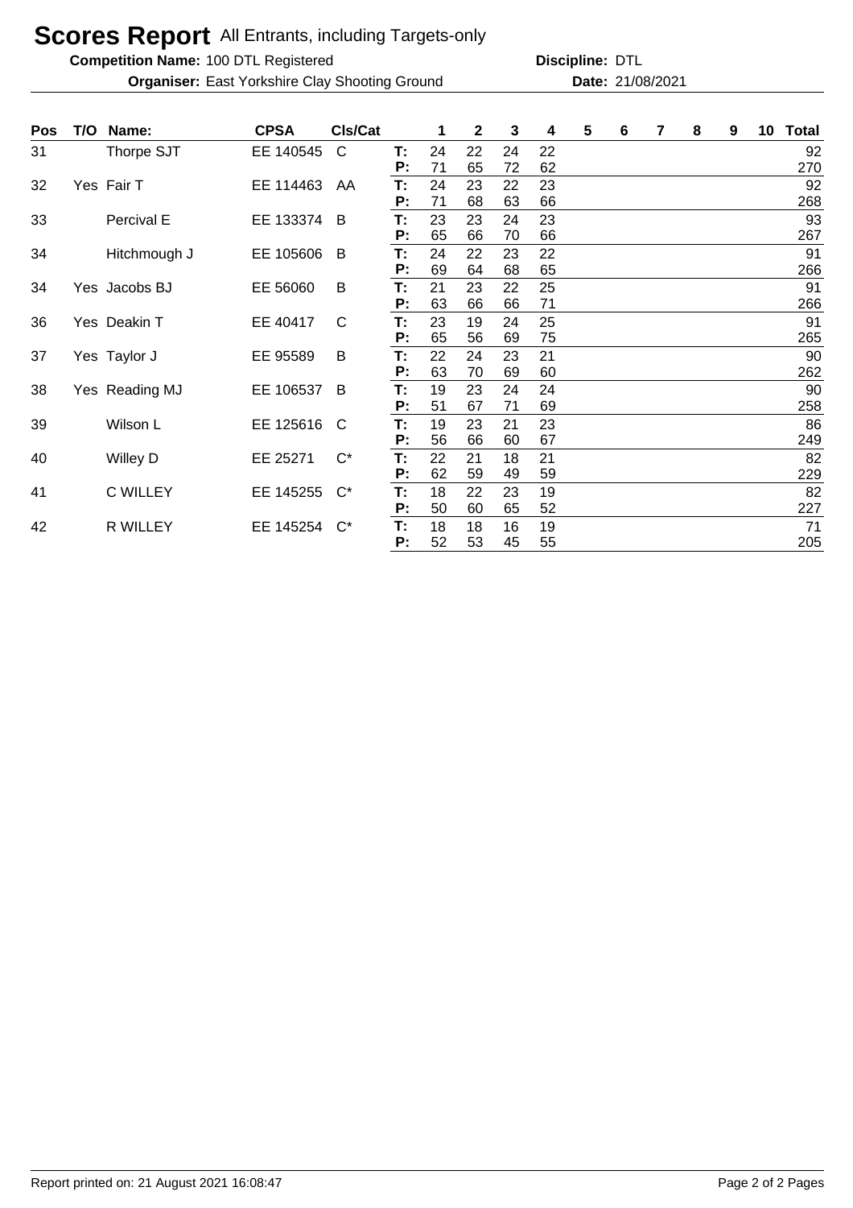# Scores Report All Entrants, including Targets-only

**Competition Name:** 100 DTL Registered **Discipline:** DTL

**Organiser:** East Yorkshire Clay Shooting Ground **Date:** 21/08/2021

| Pos | T/O | Name: | CPSA | Cls/Cat | | 1 | 2 | 3 | 4 | 5 | 6 | 7 | 8 | 9 | 10 | Total |
|---|---|---|---|---|---|---|---|---|---|---|---|---|---|---|---|---|
| 31 | | Thorpe SJT | EE 140545 | C | T: | 24 | 22 | 24 | 22 | | | | | | | 92 |
| | | | | | P: | 71 | 65 | 72 | 62 | | | | | | | 270 |
| 32 | Yes | Fair T | EE 114463 | AA | T: | 24 | 23 | 22 | 23 | | | | | | | 92 |
| | | | | | P: | 71 | 68 | 63 | 66 | | | | | | | 268 |
| 33 | | Percival E | EE 133374 | B | T: | 23 | 23 | 24 | 23 | | | | | | | 93 |
| | | | | | P: | 65 | 66 | 70 | 66 | | | | | | | 267 |
| 34 | | Hitchmough J | EE 105606 | B | T: | 24 | 22 | 23 | 22 | | | | | | | 91 |
| | | | | | P: | 69 | 64 | 68 | 65 | | | | | | | 266 |
| 34 | Yes | Jacobs BJ | EE 56060 | B | T: | 21 | 23 | 22 | 25 | | | | | | | 91 |
| | | | | | P: | 63 | 66 | 66 | 71 | | | | | | | 266 |
| 36 | Yes | Deakin T | EE 40417 | C | T: | 23 | 19 | 24 | 25 | | | | | | | 91 |
| | | | | | P: | 65 | 56 | 69 | 75 | | | | | | | 265 |
| 37 | Yes | Taylor J | EE 95589 | B | T: | 22 | 24 | 23 | 21 | | | | | | | 90 |
| | | | | | P: | 63 | 70 | 69 | 60 | | | | | | | 262 |
| 38 | Yes | Reading MJ | EE 106537 | B | T: | 19 | 23 | 24 | 24 | | | | | | | 90 |
| | | | | | P: | 51 | 67 | 71 | 69 | | | | | | | 258 |
| 39 | | Wilson L | EE 125616 | C | T: | 19 | 23 | 21 | 23 | | | | | | | 86 |
| | | | | | P: | 56 | 66 | 60 | 67 | | | | | | | 249 |
| 40 | | Willey D | EE 25271 | C* | T: | 22 | 21 | 18 | 21 | | | | | | | 82 |
| | | | | | P: | 62 | 59 | 49 | 59 | | | | | | | 229 |
| 41 | | C WILLEY | EE 145255 | C* | T: | 18 | 22 | 23 | 19 | | | | | | | 82 |
| | | | | | P: | 50 | 60 | 65 | 52 | | | | | | | 227 |
| 42 | | R WILLEY | EE 145254 | C* | T: | 18 | 18 | 16 | 19 | | | | | | | 71 |
| | | | | | P: | 52 | 53 | 45 | 55 | | | | | | | 205 |

Report printed on: 21 August 2021 16:08:47